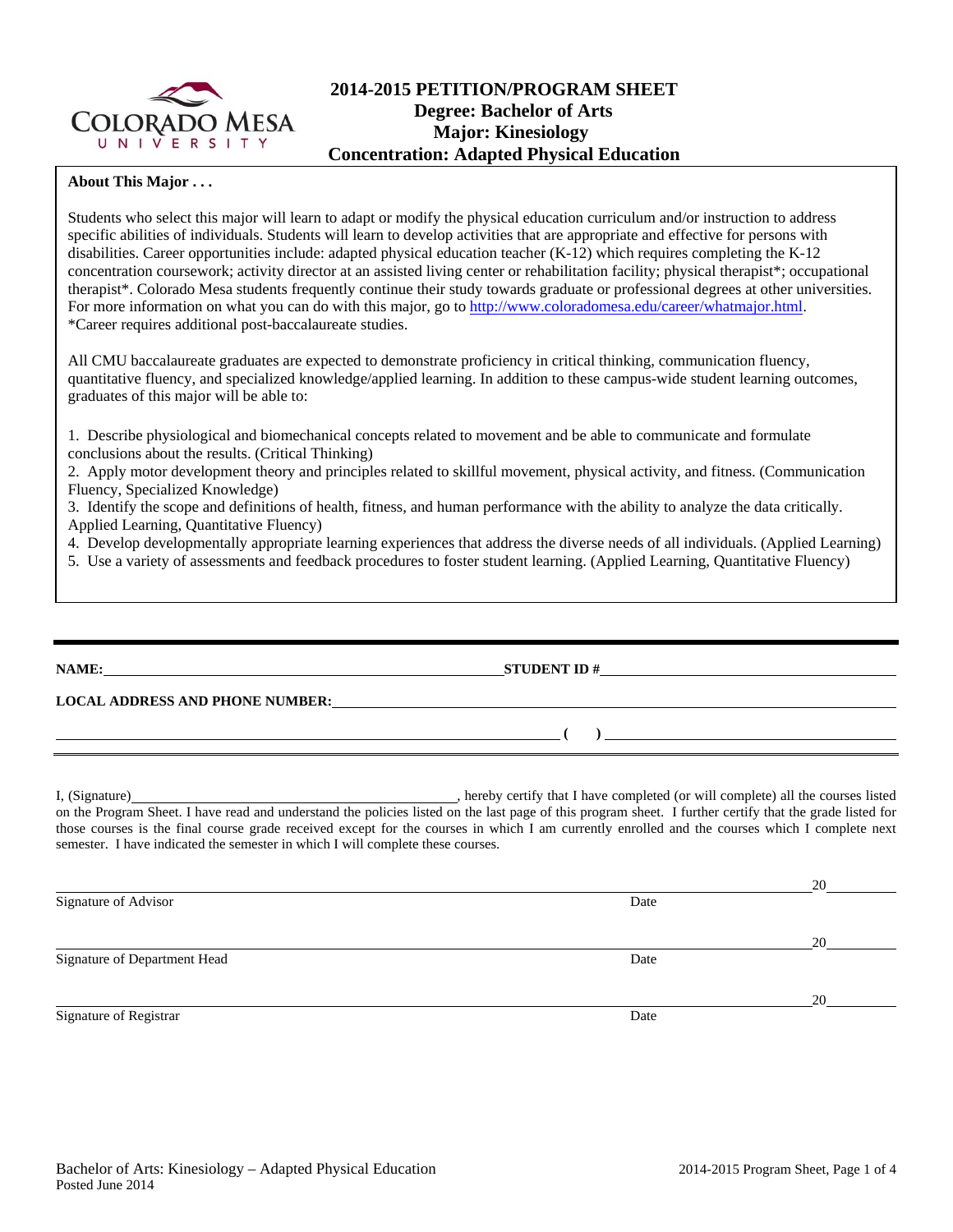# 2014-2015 PETITION/PROGRAM SHEET
## Degree: Bachelor of Arts
## Major: Kinesiology
## Concentration: Adapted Physical Education

**About This Major . . .**

Students who select this major will learn to adapt or modify the physical education curriculum and/or instruction to address specific abilities of individuals. Students will learn to develop activities that are appropriate and effective for persons with disabilities. Career opportunities include: adapted physical education teacher (K-12) which requires completing the K-12 concentration coursework; activity director at an assisted living center or rehabilitation facility; physical therapist*; occupational therapist*. Colorado Mesa students frequently continue their study towards graduate or professional degrees at other universities. For more information on what you can do with this major, go to http://www.coloradomesa.edu/career/whatmajor.html.
*Career requires additional post-baccalaureate studies.

All CMU baccalaureate graduates are expected to demonstrate proficiency in critical thinking, communication fluency, quantitative fluency, and specialized knowledge/applied learning. In addition to these campus-wide student learning outcomes, graduates of this major will be able to:

1. Describe physiological and biomechanical concepts related to movement and be able to communicate and formulate conclusions about the results. (Critical Thinking)
2. Apply motor development theory and principles related to skillful movement, physical activity, and fitness. (Communication Fluency, Specialized Knowledge)
3. Identify the scope and definitions of health, fitness, and human performance with the ability to analyze the data critically. Applied Learning, Quantitative Fluency)
4. Develop developmentally appropriate learning experiences that address the diverse needs of all individuals. (Applied Learning)
5. Use a variety of assessments and feedback procedures to foster student learning. (Applied Learning, Quantitative Fluency)

---

**NAME:** ______________________ **STUDENT ID #** ______________________

**LOCAL ADDRESS AND PHONE NUMBER:** ______________________

______________________ **( )** ______________________

I, (Signature) ______________________, hereby certify that I have completed (or will complete) all the courses listed on the Program Sheet. I have read and understand the policies listed on the last page of this program sheet. I further certify that the grade listed for those courses is the final course grade received except for the courses in which I am currently enrolled and the courses which I complete next semester. I have indicated the semester in which I will complete these courses.

______________________ 20____
Signature of Advisor Date

______________________ 20____
Signature of Department Head Date

______________________ 20____
Signature of Registrar Date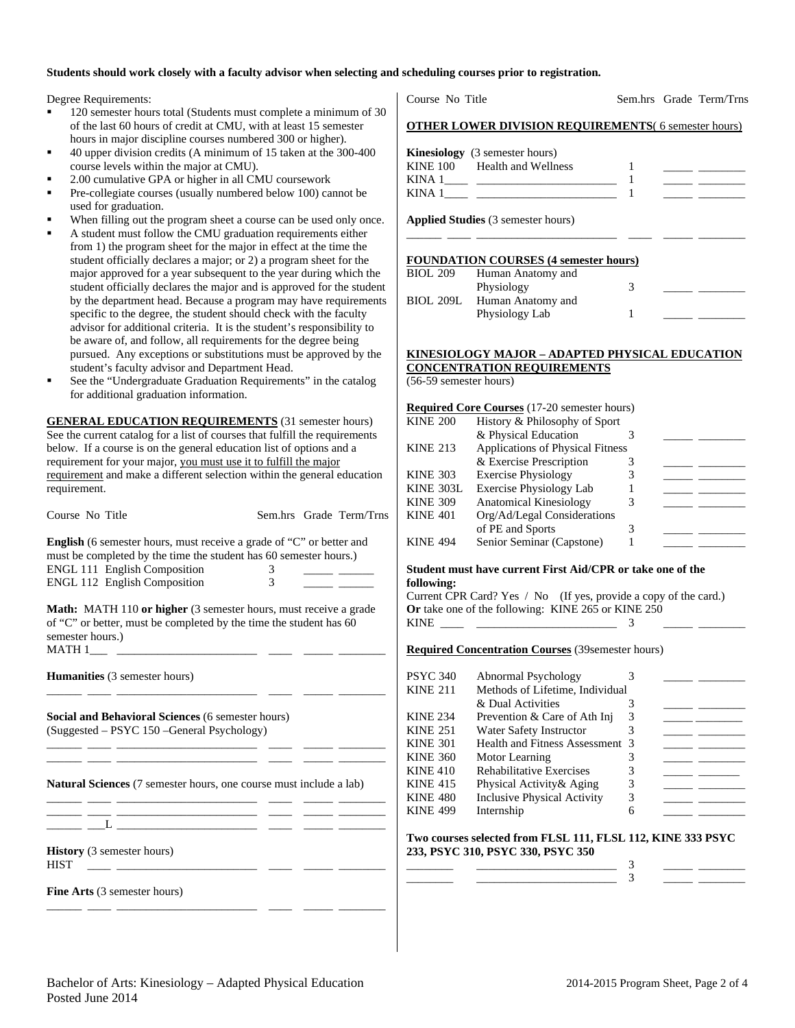**Students should work closely with a faculty advisor when selecting and scheduling courses prior to registration.**

Degree Requirements:

- 120 semester hours total (Students must complete a minimum of 30 of the last 60 hours of credit at CMU, with at least 15 semester hours in major discipline courses numbered 300 or higher).
- 40 upper division credits (A minimum of 15 taken at the 300-400 course levels within the major at CMU).
- 2.00 cumulative GPA or higher in all CMU coursework
- Pre-collegiate courses (usually numbered below 100) cannot be used for graduation.
- When filling out the program sheet a course can be used only once.
- A student must follow the CMU graduation requirements either from 1) the program sheet for the major in effect at the time the student officially declares a major; or 2) a program sheet for the major approved for a year subsequent to the year during which the student officially declares the major and is approved for the student by the department head. Because a program may have requirements specific to the degree, the student should check with the faculty advisor for additional criteria. It is the student's responsibility to be aware of, and follow, all requirements for the degree being pursued. Any exceptions or substitutions must be approved by the student's faculty advisor and Department Head.
- See the "Undergraduate Graduation Requirements" in the catalog for additional graduation information.

**GENERAL EDUCATION REQUIREMENTS** (31 semester hours) See the current catalog for a list of courses that fulfill the requirements below. If a course is on the general education list of options and a requirement for your major, you must use it to fulfill the major requirement and make a different selection within the general education requirement.

| Course No | Title | Sem.hrs | Grade | Term/Trns |
|---|---|---|---|---|
| **English** (6 semester hours, must receive a grade of "C" or better and must be completed by the time the student has 60 semester hours.) | | | | |
| ENGL 111 | English Composition | 3 | | |
| ENGL 112 | English Composition | 3 | | |
| **Math:** MATH 110 **or higher** (3 semester hours, must receive a grade of "C" or better, must be completed by the time the student has 60 semester hours.) | | | | |
| MATH 1___ | | | | |
| **Humanities** (3 semester hours) | | | | |
| | | | | |
| **Social and Behavioral Sciences** (6 semester hours) (Suggested – PSYC 150 –General Psychology) | | | | |
| | | | | |
| | | | | |
| **Natural Sciences** (7 semester hours, one course must include a lab) | | | | |
| | | | | |
| | | | | |
| ___L | | | | |
| **History** (3 semester hours) | | | | |
| HIST | | | | |
| **Fine Arts** (3 semester hours) | | | | |
| | | | | |

**OTHER LOWER DIVISION REQUIREMENTS** (6 semester hours)

| Course No | Title | Sem.hrs | Grade | Term/Trns |
|---|---|---|---|---|
| **Kinesiology** (3 semester hours) | | | | |
| KINE 100 | Health and Wellness | 1 | | |
| KINA 1____ | | 1 | | |
| KINA 1____ | | 1 | | |
| **Applied Studies** (3 semester hours) | | | | |
| | | | | |

**FOUNDATION COURSES (4 semester hours)**

| Course No | Title | Sem.hrs | Grade | Term/Trns |
|---|---|---|---|---|
| BIOL 209 | Human Anatomy and Physiology | 3 | | |
| BIOL 209L | Human Anatomy and Physiology Lab | 1 | | |

**KINESIOLOGY MAJOR – ADAPTED PHYSICAL EDUCATION CONCENTRATION REQUIREMENTS**
(56-59 semester hours)

**Required Core Courses** (17-20 semester hours)

| Course No | Title | Sem.hrs | Grade | Term/Trns |
|---|---|---|---|---|
| KINE 200 | History & Philosophy of Sport & Physical Education | 3 | | |
| KINE 213 | Applications of Physical Fitness & Exercise Prescription | 3 | | |
| KINE 303 | Exercise Physiology | 3 | | |
| KINE 303L | Exercise Physiology Lab | 1 | | |
| KINE 309 | Anatomical Kinesiology | 3 | | |
| KINE 401 | Org/Ad/Legal Considerations of PE and Sports | 3 | | |
| KINE 494 | Senior Seminar (Capstone) | 1 | | |

**Student must have current First Aid/CPR or take one of the following:**
Current CPR Card? Yes / No (If yes, provide a copy of the card.)
**Or** take one of the following: KINE 265 or KINE 250

| Course No | Title | Sem.hrs | Grade | Term/Trns |
|---|---|---|---|---|
| KINE ____ | | 3 | | |

**Required Concentration Courses** (39semester hours)

| Course No | Title | Sem.hrs | Grade | Term/Trns |
|---|---|---|---|---|
| PSYC 340 | Abnormal Psychology | 3 | | |
| KINE 211 | Methods of Lifetime, Individual & Dual Activities | 3 | | |
| KINE 234 | Prevention & Care of Ath Inj | 3 | | |
| KINE 251 | Water Safety Instructor | 3 | | |
| KINE 301 | Health and Fitness Assessment | 3 | | |
| KINE 360 | Motor Learning | 3 | | |
| KINE 410 | Rehabilitative Exercises | 3 | | |
| KINE 415 | Physical Activity& Aging | 3 | | |
| KINE 480 | Inclusive Physical Activity | 3 | | |
| KINE 499 | Internship | 6 | | |

**Two courses selected from FLSL 111, FLSL 112, KINE 333 PSYC 233, PSYC 310, PSYC 330, PSYC 350**

| Course No | Title | Sem.hrs | Grade | Term/Trns |
|---|---|---|---|---|
| | | 3 | | |
| | | 3 | | |

Bachelor of Arts: Kinesiology – Adapted Physical Education
Posted June 2014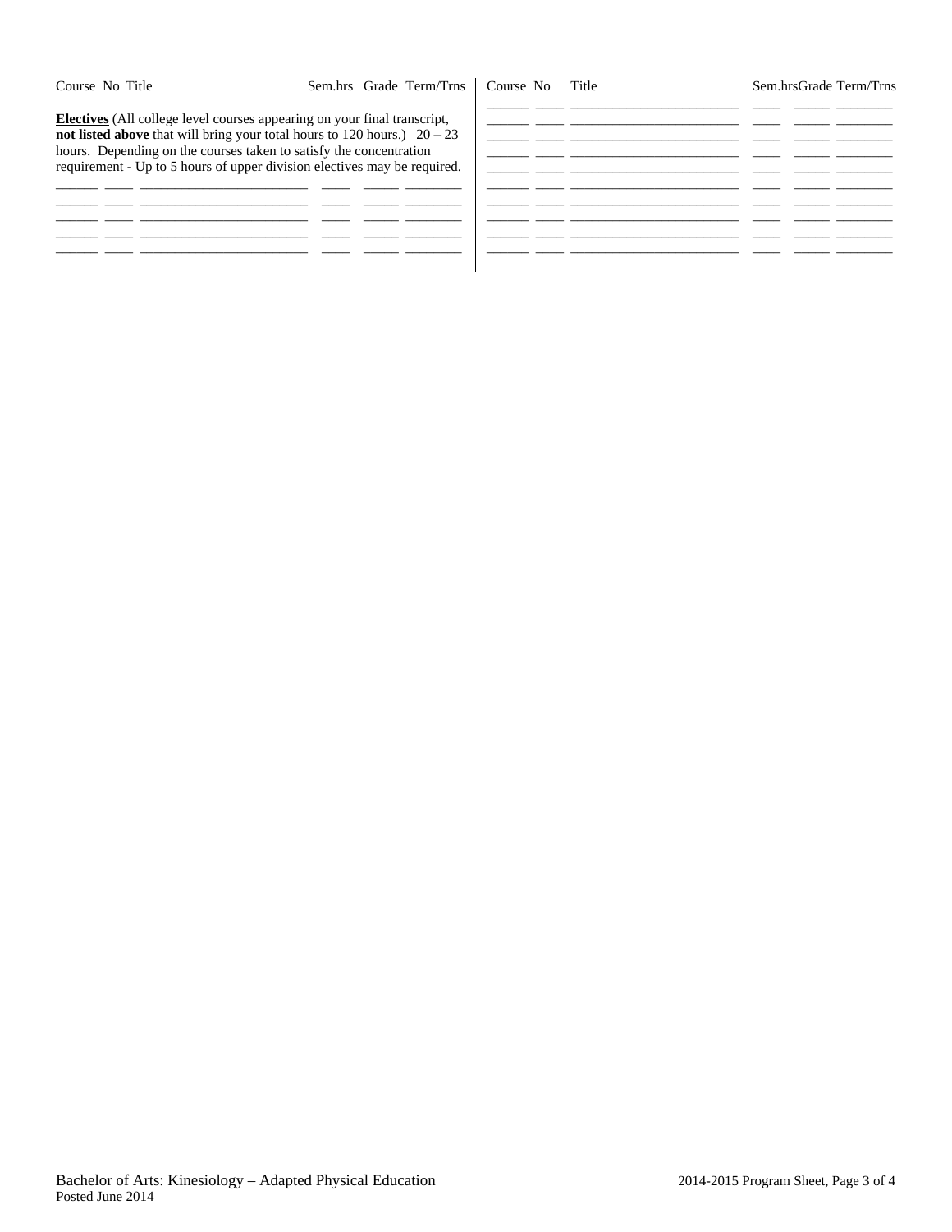| Course | No | Title | Sem.hrs | Grade | Term/Trns |
|---|---|---|---|---|---|

**Electives** (All college level courses appearing on your final transcript, **not listed above** that will bring your total hours to 120 hours.) 20 – 23 hours. Depending on the courses taken to satisfy the concentration requirement - Up to 5 hours of upper division electives may be required.

| Course | No | Title | Sem.hrs | Grade | Term/Trns |
|---|---|---|---|---|---|
| | | | | | |
| | | | | | |
| | | | | | |
| | | | | | |
| | | | | | |

| Course | No | Title | Sem.hrs | Grade | Term/Trns |
|---|---|---|---|---|---|
| | | | | | |
| | | | | | |
| | | | | | |
| | | | | | |
| | | | | | |
| | | | | | |
| | | | | | |
| | | | | | |
| | | | | | |

Bachelor of Arts: Kinesiology – Adapted Physical Education
Posted June 2014

2014-2015 Program Sheet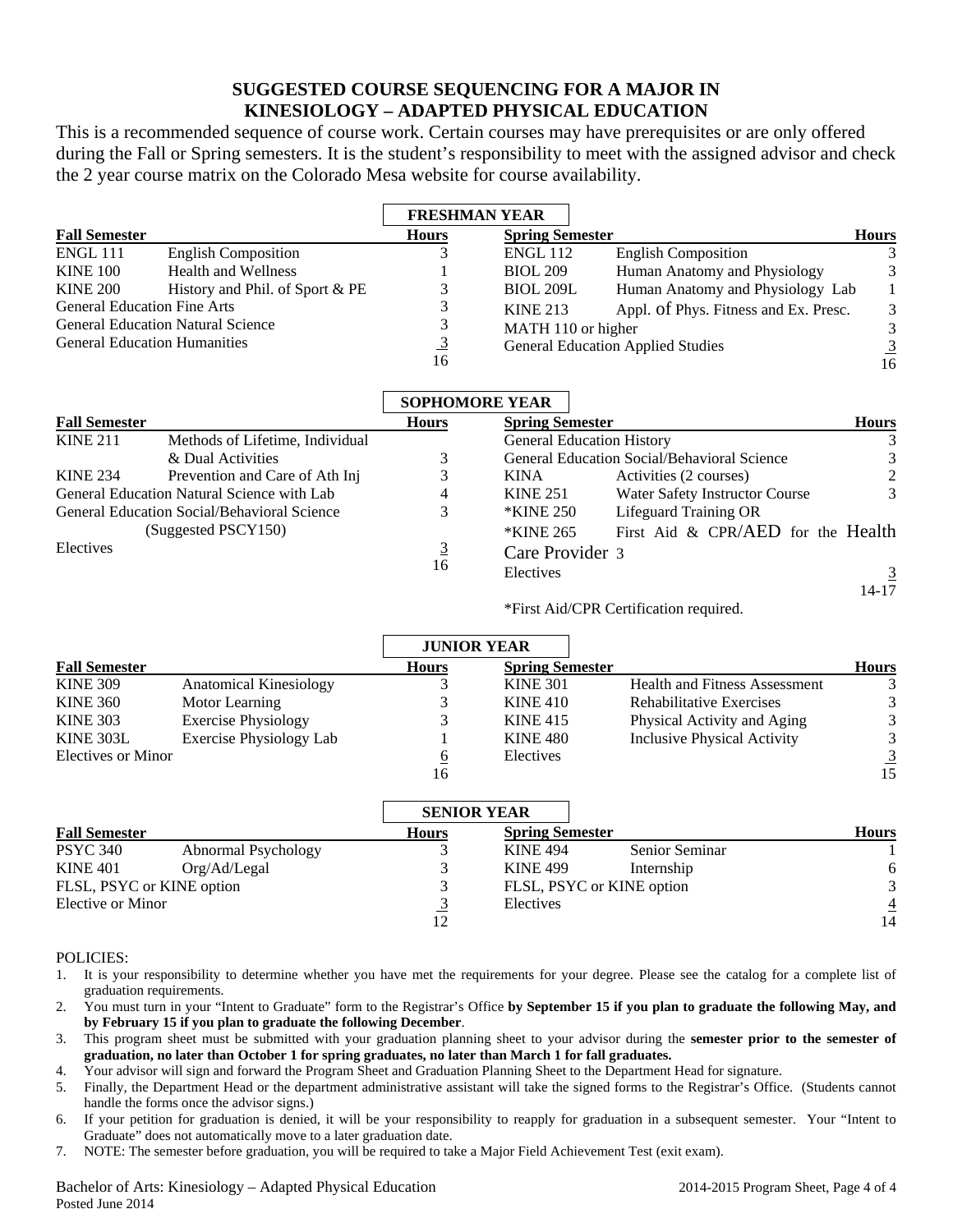## SUGGESTED COURSE SEQUENCING FOR A MAJOR IN KINESIOLOGY – ADAPTED PHYSICAL EDUCATION

This is a recommended sequence of course work. Certain courses may have prerequisites or are only offered during the Fall or Spring semesters. It is the student's responsibility to meet with the assigned advisor and check the 2 year course matrix on the Colorado Mesa website for course availability.

### FRESHMAN YEAR

| Fall Semester | | Hours | Spring Semester | | Hours |
|---|---|---|---|---|---|
| ENGL 111 | English Composition | 3 | ENGL 112 | English Composition | 3 |
| KINE 100 | Health and Wellness | 1 | BIOL 209 | Human Anatomy and Physiology | 3 |
| KINE 200 | History and Phil. of Sport & PE | 3 | BIOL 209L | Human Anatomy and Physiology Lab | 1 |
| General Education Fine Arts | | 3 | KINE 213 | Appl. of Phys. Fitness and Ex. Presc. | 3 |
| General Education Natural Science | | 3 | MATH 110 or higher | | 3 |
| General Education Humanities | | 3 | General Education Applied Studies | | 3 |
| | | 16 | | | 16 |

### SOPHOMORE YEAR

| Fall Semester | | Hours | Spring Semester | | Hours |
|---|---|---|---|---|---|
| KINE 211 | Methods of Lifetime, Individual & Dual Activities | 3 | General Education History | | 3 |
| KINE 234 | Prevention and Care of Ath Inj | 3 | General Education Social/Behavioral Science | | 3 |
| General Education Natural Science with Lab | | 4 | KINA | Activities (2 courses) | 2 |
| General Education Social/Behavioral Science (Suggested PSCY150) | | 3 | KINE 251 | Water Safety Instructor Course | 3 |
| Electives | | 3 | *KINE 250 | Lifeguard Training OR | |
| | | | *KINE 265 | First Aid & CPR/AED for the Health Care Provider | 3 |
| | | | Electives | | 3 |
| | | 16 | | | 14-17 |

*First Aid/CPR Certification required.

### JUNIOR YEAR

| Fall Semester | | Hours | Spring Semester | | Hours |
|---|---|---|---|---|---|
| KINE 309 | Anatomical Kinesiology | 3 | KINE 301 | Health and Fitness Assessment | 3 |
| KINE 360 | Motor Learning | 3 | KINE 410 | Rehabilitative Exercises | 3 |
| KINE 303 | Exercise Physiology | 3 | KINE 415 | Physical Activity and Aging | 3 |
| KINE 303L | Exercise Physiology Lab | 1 | KINE 480 | Inclusive Physical Activity | 3 |
| Electives or Minor | | 6 | Electives | | 3 |
| | | 16 | | | 15 |

### SENIOR YEAR

| Fall Semester | | Hours | Spring Semester | | Hours |
|---|---|---|---|---|---|
| PSYC 340 | Abnormal Psychology | 3 | KINE 494 | Senior Seminar | 1 |
| KINE 401 | Org/Ad/Legal | 3 | KINE 499 | Internship | 6 |
| FLSL, PSYC or KINE option | | 3 | FLSL, PSYC or KINE option | | 3 |
| Elective or Minor | | 3 | Electives | | 4 |
| | | 12 | | | 14 |

POLICIES:

1. It is your responsibility to determine whether you have met the requirements for your degree. Please see the catalog for a complete list of graduation requirements.
2. You must turn in your "Intent to Graduate" form to the Registrar's Office **by September 15 if you plan to graduate the following May, and by February 15 if you plan to graduate the following December**.
3. This program sheet must be submitted with your graduation planning sheet to your advisor during the **semester prior to the semester of graduation, no later than October 1 for spring graduates, no later than March 1 for fall graduates.**
4. Your advisor will sign and forward the Program Sheet and Graduation Planning Sheet to the Department Head for signature.
5. Finally, the Department Head or the department administrative assistant will take the signed forms to the Registrar's Office. (Students cannot handle the forms once the advisor signs.)
6. If your petition for graduation is denied, it will be your responsibility to reapply for graduation in a subsequent semester. Your "Intent to Graduate" does not automatically move to a later graduation date.
7. NOTE: The semester before graduation, you will be required to take a Major Field Achievement Test (exit exam).